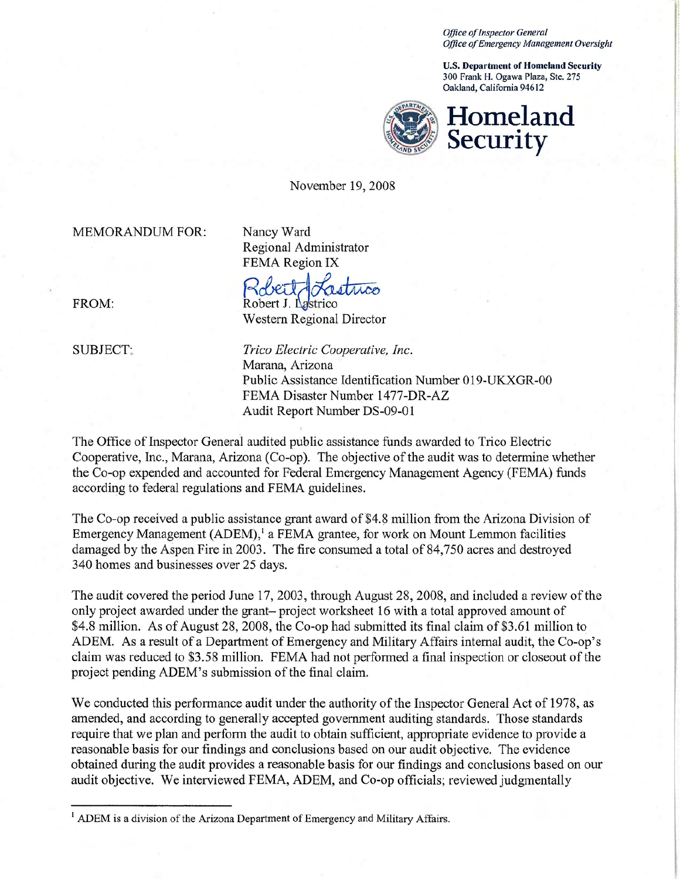*Office of Inspector General*
*Office of Emergency Management Oversight*

**U.S. Department of Homeland Security**
300 Frank H. Ogawa Plaza, Ste. 275
Oakland, California 94612

**Homeland Security**

November 19, 2008

MEMORANDUM FOR: Nancy Ward
Regional Administrator
FEMA Region IX

FROM: Robert J. Lastrico
Western Regional Director

SUBJECT: *Trico Electric Cooperative, Inc.*
Marana, Arizona
Public Assistance Identification Number 019-UKXGR-00
FEMA Disaster Number 1477-DR-AZ
Audit Report Number DS-09-01

The Office of Inspector General audited public assistance funds awarded to Trico Electric Cooperative, Inc., Marana, Arizona (Co-op). The objective of the audit was to determine whether the Co-op expended and accounted for Federal Emergency Management Agency (FEMA) funds according to federal regulations and FEMA guidelines.

The Co-op received a public assistance grant award of $4.8 million from the Arizona Division of Emergency Management (ADEM),[1] a FEMA grantee, for work on Mount Lemmon facilities damaged by the Aspen Fire in 2003. The fire consumed a total of 84,750 acres and destroyed 340 homes and businesses over 25 days.

The audit covered the period June 17, 2003, through August 28, 2008, and included a review of the only project awarded under the grant– project worksheet 16 with a total approved amount of $4.8 million. As of August 28, 2008, the Co-op had submitted its final claim of $3.61 million to ADEM. As a result of a Department of Emergency and Military Affairs internal audit, the Co-op's claim was reduced to $3.58 million. FEMA had not performed a final inspection or closeout of the project pending ADEM's submission of the final claim.

We conducted this performance audit under the authority of the Inspector General Act of 1978, as amended, and according to generally accepted government auditing standards. Those standards require that we plan and perform the audit to obtain sufficient, appropriate evidence to provide a reasonable basis for our findings and conclusions based on our audit objective. The evidence obtained during the audit provides a reasonable basis for our findings and conclusions based on our audit objective. We interviewed FEMA, ADEM, and Co-op officials; reviewed judgmentally

[1] ADEM is a division of the Arizona Department of Emergency and Military Affairs.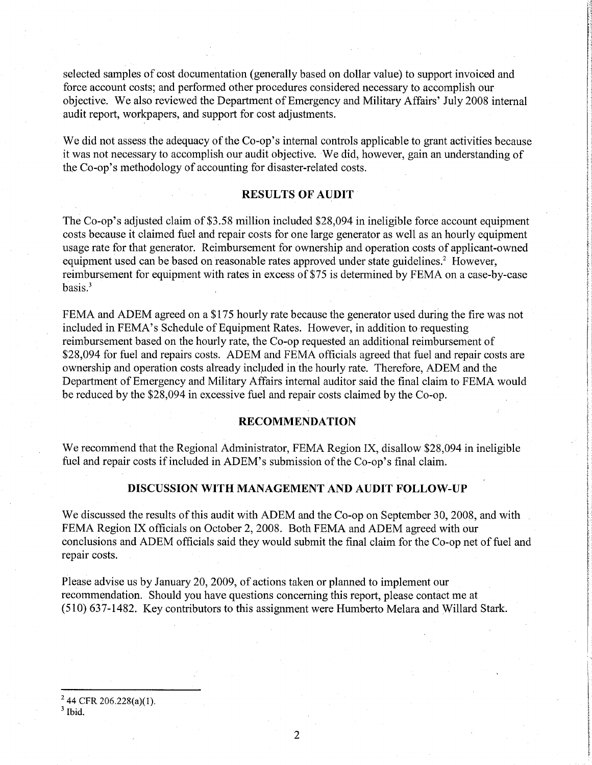selected samples of cost documentation (generally based on dollar value) to support invoiced and force account costs; and performed other procedures considered necessary to accomplish our objective. We also reviewed the Department of Emergency and Military Affairs' July 2008 internal audit report, workpapers, and support for cost adjustments.

We did not assess the adequacy of the Co-op's internal controls applicable to grant activities because it was not necessary to accomplish our audit objective. We did, however, gain an understanding of the Co-op's methodology of accounting for disaster-related costs.

## RESULTS OF AUDIT

The Co-op's adjusted claim of $3.58 million included $28,094 in ineligible force account equipment costs because it claimed fuel and repair costs for one large generator as well as an hourly equipment usage rate for that generator. Reimbursement for ownership and operation costs of applicant-owned equipment used can be based on reasonable rates approved under state guidelines.[2] However, reimbursement for equipment with rates in excess of $75 is determined by FEMA on a case-by-case basis.[3]

FEMA and ADEM agreed on a $175 hourly rate because the generator used during the fire was not included in FEMA's Schedule of Equipment Rates. However, in addition to requesting reimbursement based on the hourly rate, the Co-op requested an additional reimbursement of $28,094 for fuel and repairs costs. ADEM and FEMA officials agreed that fuel and repair costs are ownership and operation costs already included in the hourly rate. Therefore, ADEM and the Department of Emergency and Military Affairs internal auditor said the final claim to FEMA would be reduced by the $28,094 in excessive fuel and repair costs claimed by the Co-op.

## RECOMMENDATION

We recommend that the Regional Administrator, FEMA Region IX, disallow $28,094 in ineligible fuel and repair costs if included in ADEM's submission of the Co-op's final claim.

## DISCUSSION WITH MANAGEMENT AND AUDIT FOLLOW-UP

We discussed the results of this audit with ADEM and the Co-op on September 30, 2008, and with FEMA Region IX officials on October 2, 2008. Both FEMA and ADEM agreed with our conclusions and ADEM officials said they would submit the final claim for the Co-op net of fuel and repair costs.

Please advise us by January 20, 2009, of actions taken or planned to implement our recommendation. Should you have questions concerning this report, please contact me at (510) 637-1482. Key contributors to this assignment were Humberto Melara and Willard Stark.

---

[2] 44 CFR 206.228(a)(1).

[3] Ibid.